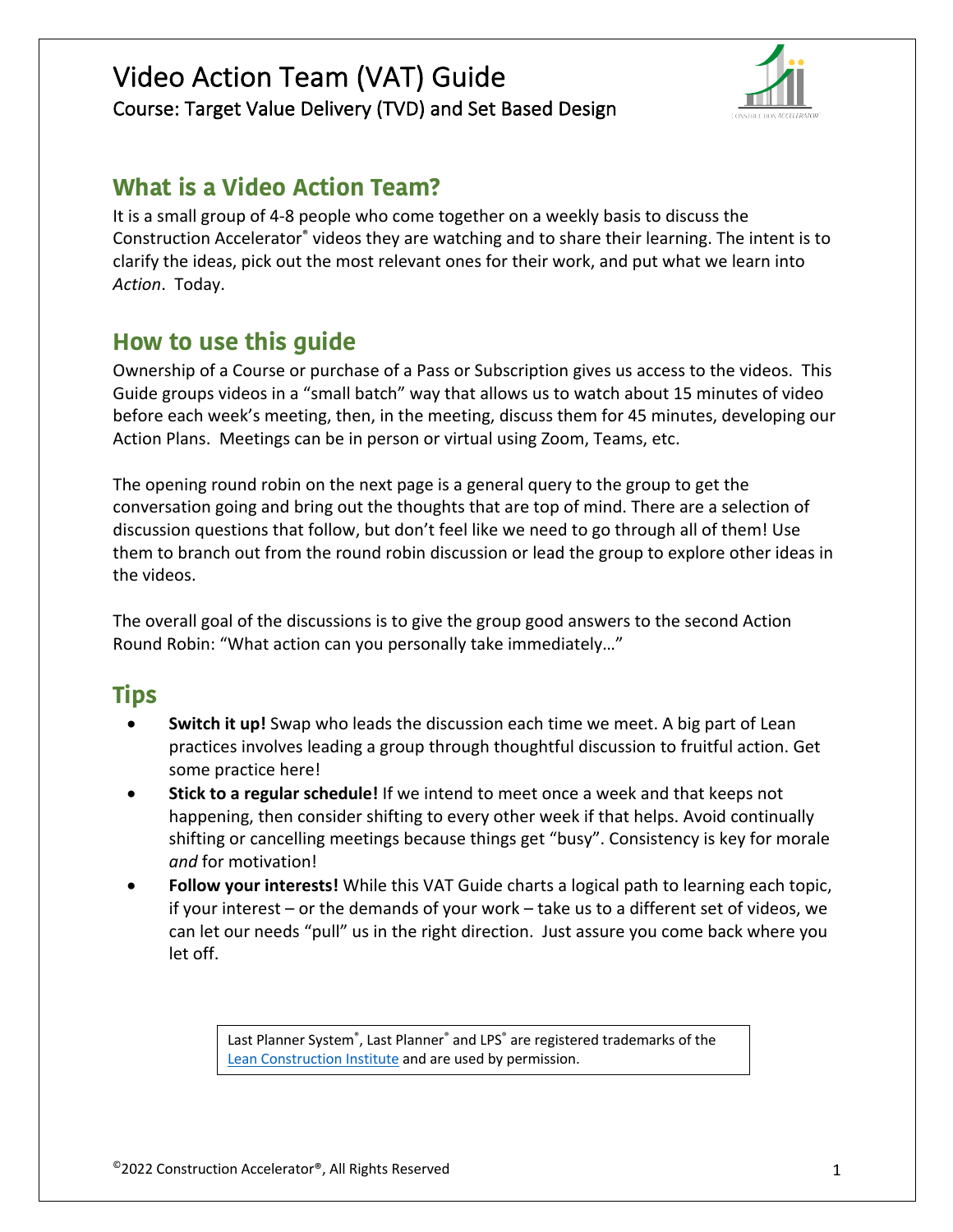# Video Action Team (VAT) Guide

Course: Target Value Delivery (TVD) and Set Based Design

## What is a Video Action Team?

It is a small group of 4-8 people who come together on a weekly basis to discuss the Construction Accelerator® videos they are watching and to share their learning. The intent is to clarify the ideas, pick out the most relevant ones for their work, and put what we learn into *Action*. Today.

## How to use this guide

Ownership of a Course or purchase of a Pass or Subscription gives us access to the videos. This Guide groups videos in a "small batch" way that allows us to watch about 15 minutes of video before each week's meeting, then, in the meeting, discuss them for 45 minutes, developing our Action Plans. Meetings can be in person or virtual using Zoom, Teams, etc.

The opening round robin on the next page is a general query to the group to get the conversation going and bring out the thoughts that are top of mind. There are a selection of discussion questions that follow, but don't feel like we need to go through all of them! Use them to branch out from the round robin discussion or lead the group to explore other ideas in the videos.

The overall goal of the discussions is to give the group good answers to the second Action Round Robin: "What action can you personally take immediately…"

## Tips

- **Switch it up!** Swap who leads the discussion each time we meet. A big part of Lean practices involves leading a group through thoughtful discussion to fruitful action. Get some practice here!
- **Stick to a regular schedule!** If we intend to meet once a week and that keeps not happening, then consider shifting to every other week if that helps. Avoid continually shifting or cancelling meetings because things get "busy". Consistency is key for morale *and* for motivation!
- **Follow your interests!** While this VAT Guide charts a logical path to learning each topic, if your interest – or the demands of your work – take us to a different set of videos, we can let our needs "pull" us in the right direction. Just assure you come back where you let off.

Last Planner System®, Last Planner® and LPS® are registered trademarks of the Lean Construction Institute and are used by permission.

©2022 Construction Accelerator®, All Rights Reserved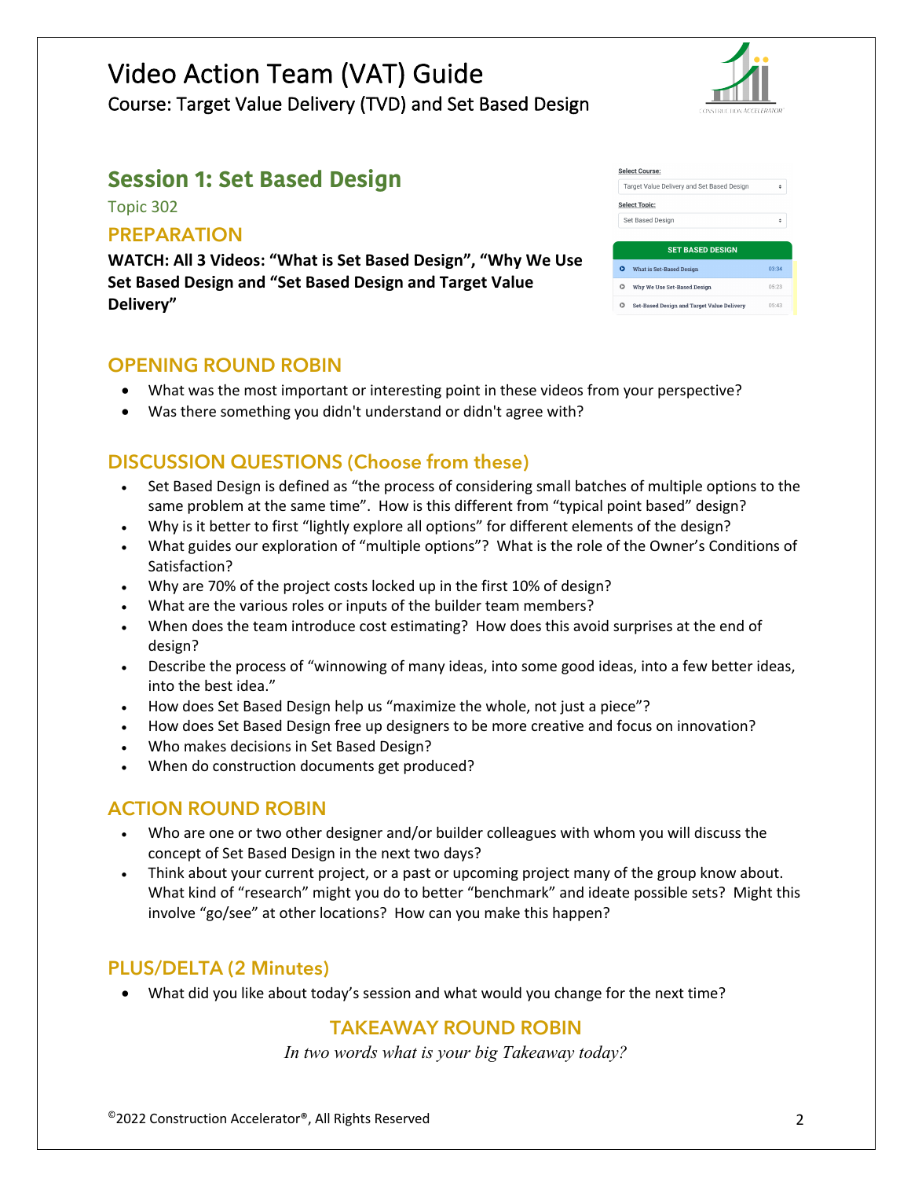# Video Action Team (VAT) Guide

Course: Target Value Delivery (TVD) and Set Based Design

## Session 1: Set Based Design

Topic 302

### PREPARATION

**WATCH: All 3 Videos: "What is Set Based Design", "Why We Use Set Based Design and "Set Based Design and Target Value Delivery"**

Select Course: Target Value Delivery and Set Based Design

Select Topic: Set Based Design

| SET BASED DESIGN | |
|---|---|
| What is Set-Based Design | 03:34 |
| Why We Use Set-Based Design | 05:23 |
| Set-Based Design and Target Value Delivery | 05:43 |

### OPENING ROUND ROBIN

- What was the most important or interesting point in these videos from your perspective?
- Was there something you didn't understand or didn't agree with?

### DISCUSSION QUESTIONS (Choose from these)

- Set Based Design is defined as "the process of considering small batches of multiple options to the same problem at the same time". How is this different from "typical point based" design?
- Why is it better to first "lightly explore all options" for different elements of the design?
- What guides our exploration of "multiple options"? What is the role of the Owner's Conditions of Satisfaction?
- Why are 70% of the project costs locked up in the first 10% of design?
- What are the various roles or inputs of the builder team members?
- When does the team introduce cost estimating? How does this avoid surprises at the end of design?
- Describe the process of "winnowing of many ideas, into some good ideas, into a few better ideas, into the best idea."
- How does Set Based Design help us "maximize the whole, not just a piece"?
- How does Set Based Design free up designers to be more creative and focus on innovation?
- Who makes decisions in Set Based Design?
- When do construction documents get produced?

### ACTION ROUND ROBIN

- Who are one or two other designer and/or builder colleagues with whom you will discuss the concept of Set Based Design in the next two days?
- Think about your current project, or a past or upcoming project many of the group know about. What kind of "research" might you do to better "benchmark" and ideate possible sets? Might this involve "go/see" at other locations? How can you make this happen?

### PLUS/DELTA (2 Minutes)

- What did you like about today's session and what would you change for the next time?

### TAKEAWAY ROUND ROBIN

*In two words what is your big Takeaway today?*

©2022 Construction Accelerator®, All Rights Reserved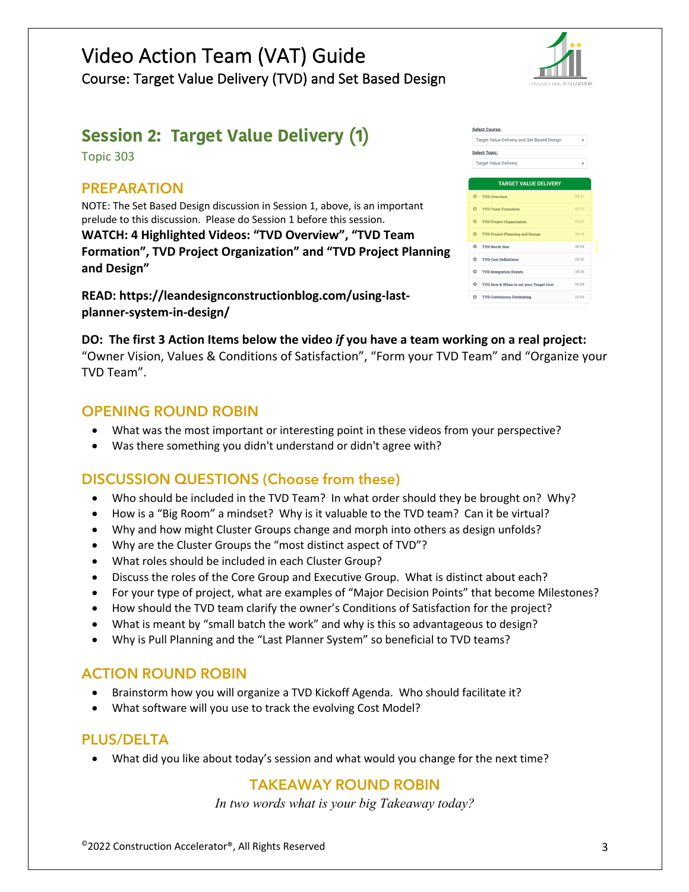# Video Action Team (VAT) Guide

Course: Target Value Delivery (TVD) and Set Based Design

## Session 2: Target Value Delivery (1)

Topic 303

### PREPARATION

NOTE: The Set Based Design discussion in Session 1, above, is an important prelude to this discussion. Please do Session 1 before this session.

**WATCH: 4 Highlighted Videos: "TVD Overview", "TVD Team Formation", TVD Project Organization" and "TVD Project Planning and Design"**

**READ: https://leandesignconstructionblog.com/using-last-planner-system-in-design/**

**DO: The first 3 Action Items below the video *if* you have a team working on a real project:** "Owner Vision, Values & Conditions of Satisfaction", "Form your TVD Team" and "Organize your TVD Team".

### OPENING ROUND ROBIN

- What was the most important or interesting point in these videos from your perspective?
- Was there something you didn't understand or didn't agree with?

### DISCUSSION QUESTIONS (Choose from these)

- Who should be included in the TVD Team? In what order should they be brought on? Why?
- How is a "Big Room" a mindset? Why is it valuable to the TVD team? Can it be virtual?
- Why and how might Cluster Groups change and morph into others as design unfolds?
- Why are the Cluster Groups the "most distinct aspect of TVD"?
- What roles should be included in each Cluster Group?
- Discuss the roles of the Core Group and Executive Group. What is distinct about each?
- For your type of project, what are examples of "Major Decision Points" that become Milestones?
- How should the TVD team clarify the owner's Conditions of Satisfaction for the project?
- What is meant by "small batch the work" and why is this so advantageous to design?
- Why is Pull Planning and the "Last Planner System" so beneficial to TVD teams?

### ACTION ROUND ROBIN

- Brainstorm how you will organize a TVD Kickoff Agenda. Who should facilitate it?
- What software will you use to track the evolving Cost Model?

### PLUS/DELTA

- What did you like about today's session and what would you change for the next time?

### TAKEAWAY ROUND ROBIN

*In two words what is your big Takeaway today?*

©2022 Construction Accelerator®, All Rights Reserved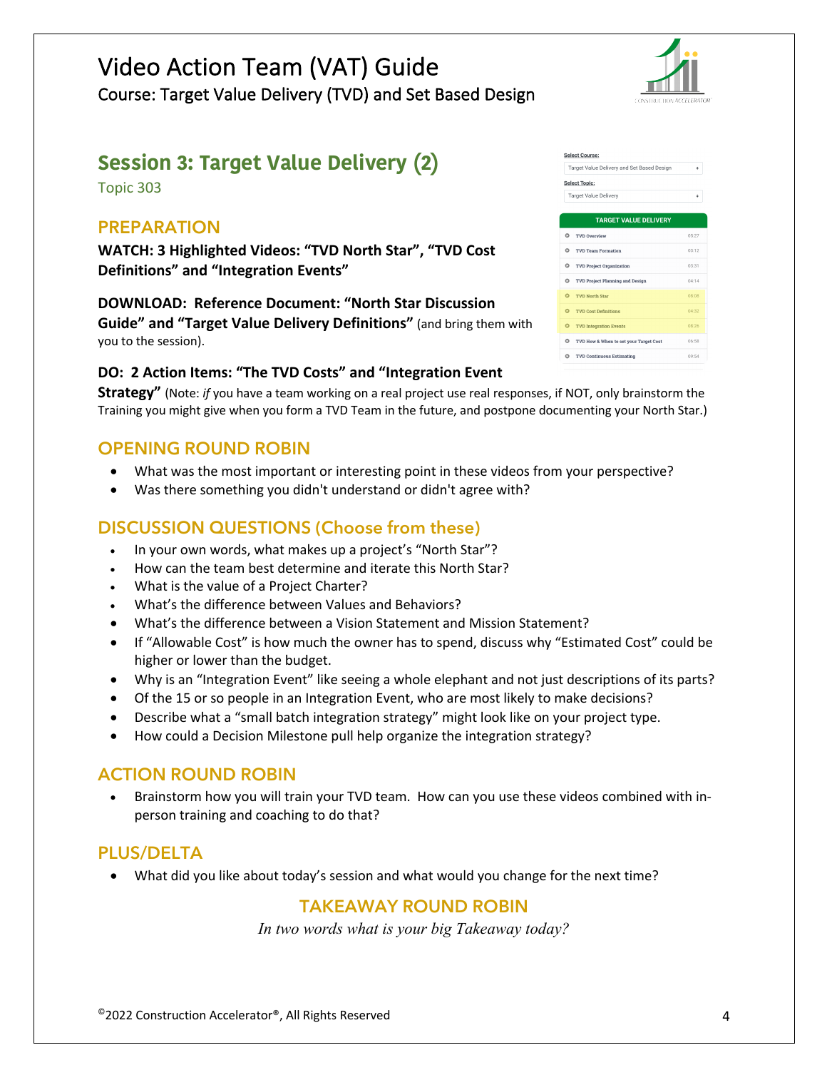# Video Action Team (VAT) Guide

Course: Target Value Delivery (TVD) and Set Based Design

## Session 3: Target Value Delivery (2)

Topic 303

### PREPARATION

**WATCH: 3 Highlighted Videos: "TVD North Star", "TVD Cost Definitions" and "Integration Events"**

**DOWNLOAD: Reference Document: "North Star Discussion Guide" and "Target Value Delivery Definitions"** (and bring them with you to the session).

**DO: 2 Action Items: "The TVD Costs" and "Integration Event Strategy"** (Note: *if* you have a team working on a real project use real responses, if NOT, only brainstorm the Training you might give when you form a TVD Team in the future, and postpone documenting your North Star.)

### OPENING ROUND ROBIN

- What was the most important or interesting point in these videos from your perspective?
- Was there something you didn't understand or didn't agree with?

### DISCUSSION QUESTIONS (Choose from these)

- In your own words, what makes up a project's "North Star"?
- How can the team best determine and iterate this North Star?
- What is the value of a Project Charter?
- What's the difference between Values and Behaviors?
- What's the difference between a Vision Statement and Mission Statement?
- If "Allowable Cost" is how much the owner has to spend, discuss why "Estimated Cost" could be higher or lower than the budget.
- Why is an "Integration Event" like seeing a whole elephant and not just descriptions of its parts?
- Of the 15 or so people in an Integration Event, who are most likely to make decisions?
- Describe what a "small batch integration strategy" might look like on your project type.
- How could a Decision Milestone pull help organize the integration strategy?

### ACTION ROUND ROBIN

- Brainstorm how you will train your TVD team. How can you use these videos combined with in-person training and coaching to do that?

### PLUS/DELTA

- What did you like about today's session and what would you change for the next time?

### TAKEAWAY ROUND ROBIN

*In two words what is your big Takeaway today?*

©2022 Construction Accelerator®, All Rights Reserved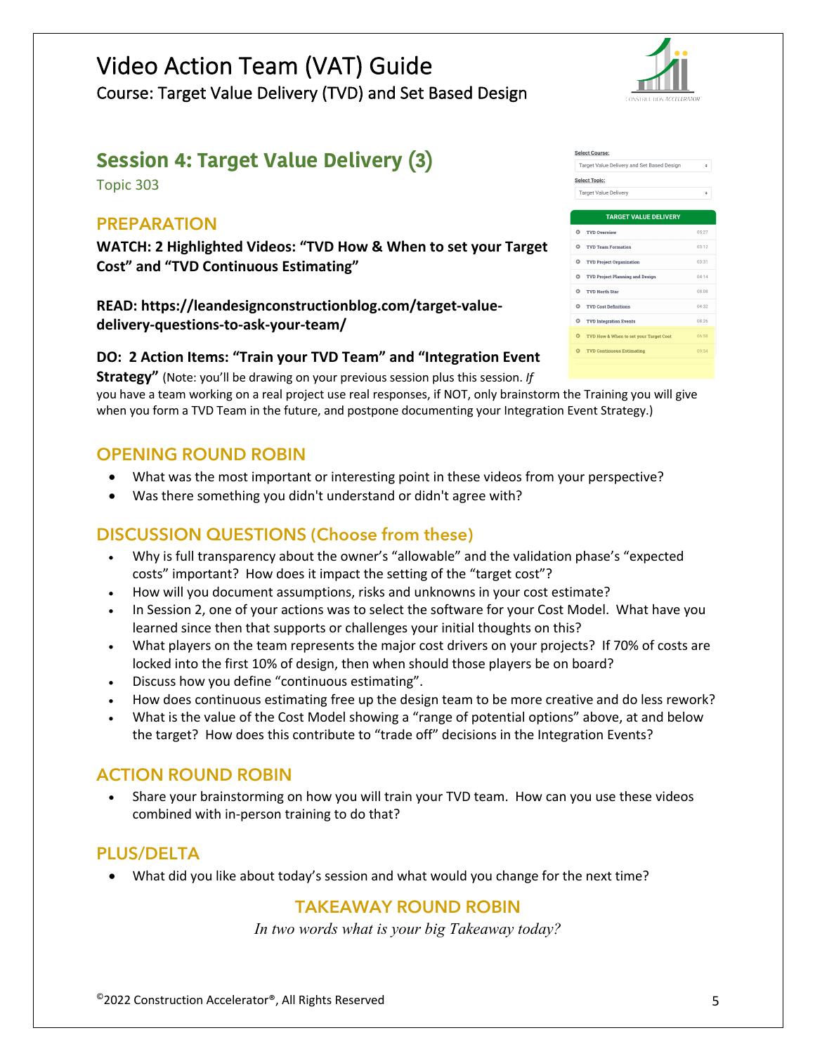# Video Action Team (VAT) Guide

Course: Target Value Delivery (TVD) and Set Based Design

## Session 4: Target Value Delivery (3)

Topic 303

### PREPARATION

**WATCH: 2 Highlighted Videos: "TVD How & When to set your Target Cost" and "TVD Continuous Estimating"**

**READ: https://leandesignconstructionblog.com/target-value-delivery-questions-to-ask-your-team/**

**DO: 2 Action Items: "Train your TVD Team" and "Integration Event Strategy"** (Note: you'll be drawing on your previous session plus this session. *If* you have a team working on a real project use real responses, if NOT, only brainstorm the Training you will give when you form a TVD Team in the future, and postpone documenting your Integration Event Strategy.)

Select Course: Target Value Delivery and Set Based Design

Select Topic: Target Value Delivery

| TARGET VALUE DELIVERY | |
|---|---|
| TVD Overview | 05:27 |
| TVD Team Formation | 03:12 |
| TVD Project Organization | 03:31 |
| TVD Project Planning and Design | 04:14 |
| TVD North Star | 08:08 |
| TVD Cost Definitions | 04:32 |
| TVD Integration Events | 08:26 |
| TVD How & When to set your Target Cost | 06:58 |
| TVD Continuous Estimating | 09:54 |

### OPENING ROUND ROBIN

- What was the most important or interesting point in these videos from your perspective?
- Was there something you didn't understand or didn't agree with?

### DISCUSSION QUESTIONS (Choose from these)

- Why is full transparency about the owner's "allowable" and the validation phase's "expected costs" important? How does it impact the setting of the "target cost"?
- How will you document assumptions, risks and unknowns in your cost estimate?
- In Session 2, one of your actions was to select the software for your Cost Model. What have you learned since then that supports or challenges your initial thoughts on this?
- What players on the team represents the major cost drivers on your projects? If 70% of costs are locked into the first 10% of design, then when should those players be on board?
- Discuss how you define "continuous estimating".
- How does continuous estimating free up the design team to be more creative and do less rework?
- What is the value of the Cost Model showing a "range of potential options" above, at and below the target? How does this contribute to "trade off" decisions in the Integration Events?

### ACTION ROUND ROBIN

- Share your brainstorming on how you will train your TVD team. How can you use these videos combined with in-person training to do that?

### PLUS/DELTA

- What did you like about today's session and what would you change for the next time?

### TAKEAWAY ROUND ROBIN

*In two words what is your big Takeaway today?*

©2022 Construction Accelerator®, All Rights Reserved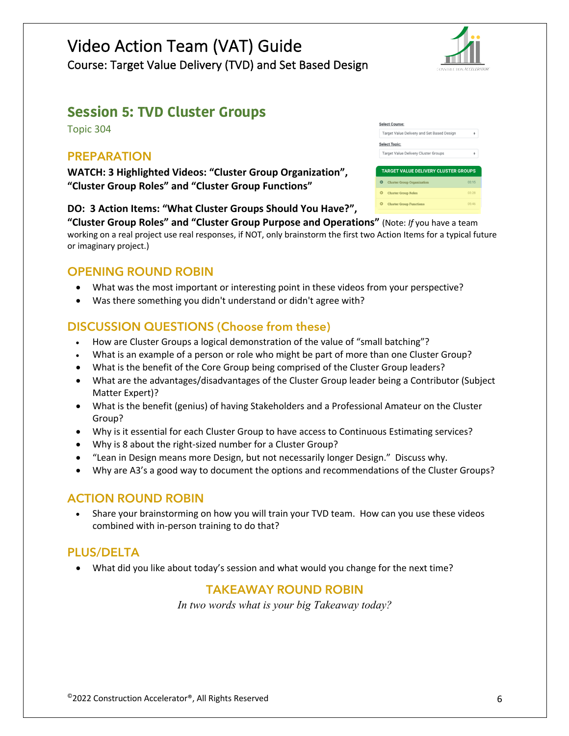# Video Action Team (VAT) Guide

Course: Target Value Delivery (TVD) and Set Based Design

## Session 5: TVD Cluster Groups

Topic 304

### PREPARATION

**WATCH: 3 Highlighted Videos: "Cluster Group Organization", "Cluster Group Roles" and "Cluster Group Functions"**

**DO: 3 Action Items: "What Cluster Groups Should You Have?", "Cluster Group Roles" and "Cluster Group Purpose and Operations"** (Note: *If* you have a team working on a real project use real responses, if NOT, only brainstorm the first two Action Items for a typical future or imaginary project.)

### OPENING ROUND ROBIN

- What was the most important or interesting point in these videos from your perspective?
- Was there something you didn't understand or didn't agree with?

### DISCUSSION QUESTIONS (Choose from these)

- How are Cluster Groups a logical demonstration of the value of "small batching"?
- What is an example of a person or role who might be part of more than one Cluster Group?
- What is the benefit of the Core Group being comprised of the Cluster Group leaders?
- What are the advantages/disadvantages of the Cluster Group leader being a Contributor (Subject Matter Expert)?
- What is the benefit (genius) of having Stakeholders and a Professional Amateur on the Cluster Group?
- Why is it essential for each Cluster Group to have access to Continuous Estimating services?
- Why is 8 about the right-sized number for a Cluster Group?
- "Lean in Design means more Design, but not necessarily longer Design." Discuss why.
- Why are A3's a good way to document the options and recommendations of the Cluster Groups?

### ACTION ROUND ROBIN

- Share your brainstorming on how you will train your TVD team. How can you use these videos combined with in-person training to do that?

### PLUS/DELTA

- What did you like about today's session and what would you change for the next time?

### TAKEAWAY ROUND ROBIN

*In two words what is your big Takeaway today?*

©2022 Construction Accelerator®, All Rights Reserved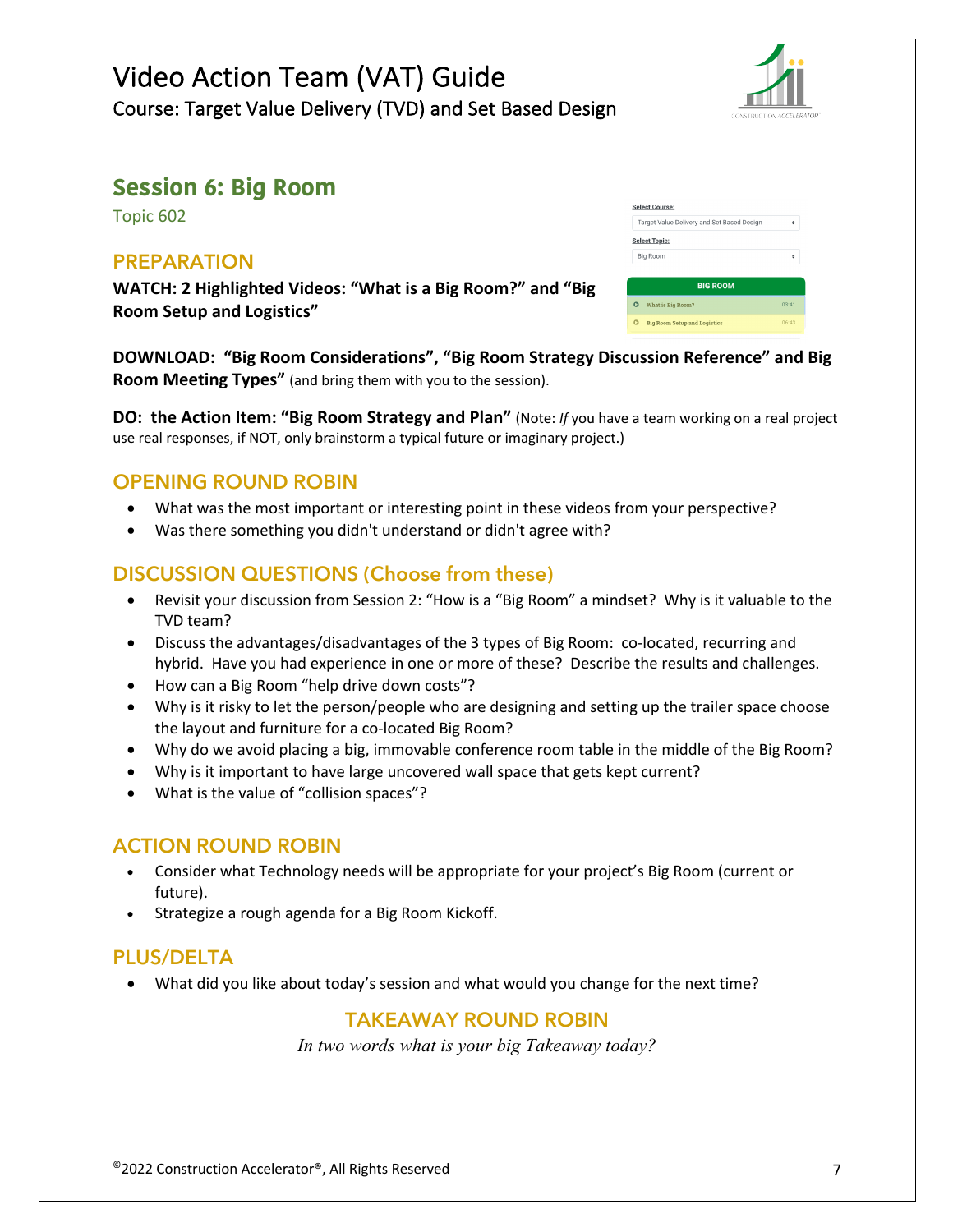# Video Action Team (VAT) Guide

Course: Target Value Delivery (TVD) and Set Based Design

## Session 6: Big Room

Topic 602

### PREPARATION

**WATCH: 2 Highlighted Videos: "What is a Big Room?" and "Big Room Setup and Logistics"**

**DOWNLOAD: "Big Room Considerations", "Big Room Strategy Discussion Reference" and Big Room Meeting Types"** (and bring them with you to the session).

**DO: the Action Item: "Big Room Strategy and Plan"** (Note: *If* you have a team working on a real project use real responses, if NOT, only brainstorm a typical future or imaginary project.)

### OPENING ROUND ROBIN

- What was the most important or interesting point in these videos from your perspective?
- Was there something you didn't understand or didn't agree with?

### DISCUSSION QUESTIONS (Choose from these)

- Revisit your discussion from Session 2: "How is a "Big Room" a mindset? Why is it valuable to the TVD team?
- Discuss the advantages/disadvantages of the 3 types of Big Room: co-located, recurring and hybrid. Have you had experience in one or more of these? Describe the results and challenges.
- How can a Big Room "help drive down costs"?
- Why is it risky to let the person/people who are designing and setting up the trailer space choose the layout and furniture for a co-located Big Room?
- Why do we avoid placing a big, immovable conference room table in the middle of the Big Room?
- Why is it important to have large uncovered wall space that gets kept current?
- What is the value of "collision spaces"?

### ACTION ROUND ROBIN

- Consider what Technology needs will be appropriate for your project's Big Room (current or future).
- Strategize a rough agenda for a Big Room Kickoff.

### PLUS/DELTA

- What did you like about today's session and what would you change for the next time?

### TAKEAWAY ROUND ROBIN

*In two words what is your big Takeaway today?*

©2022 Construction Accelerator®, All Rights Reserved